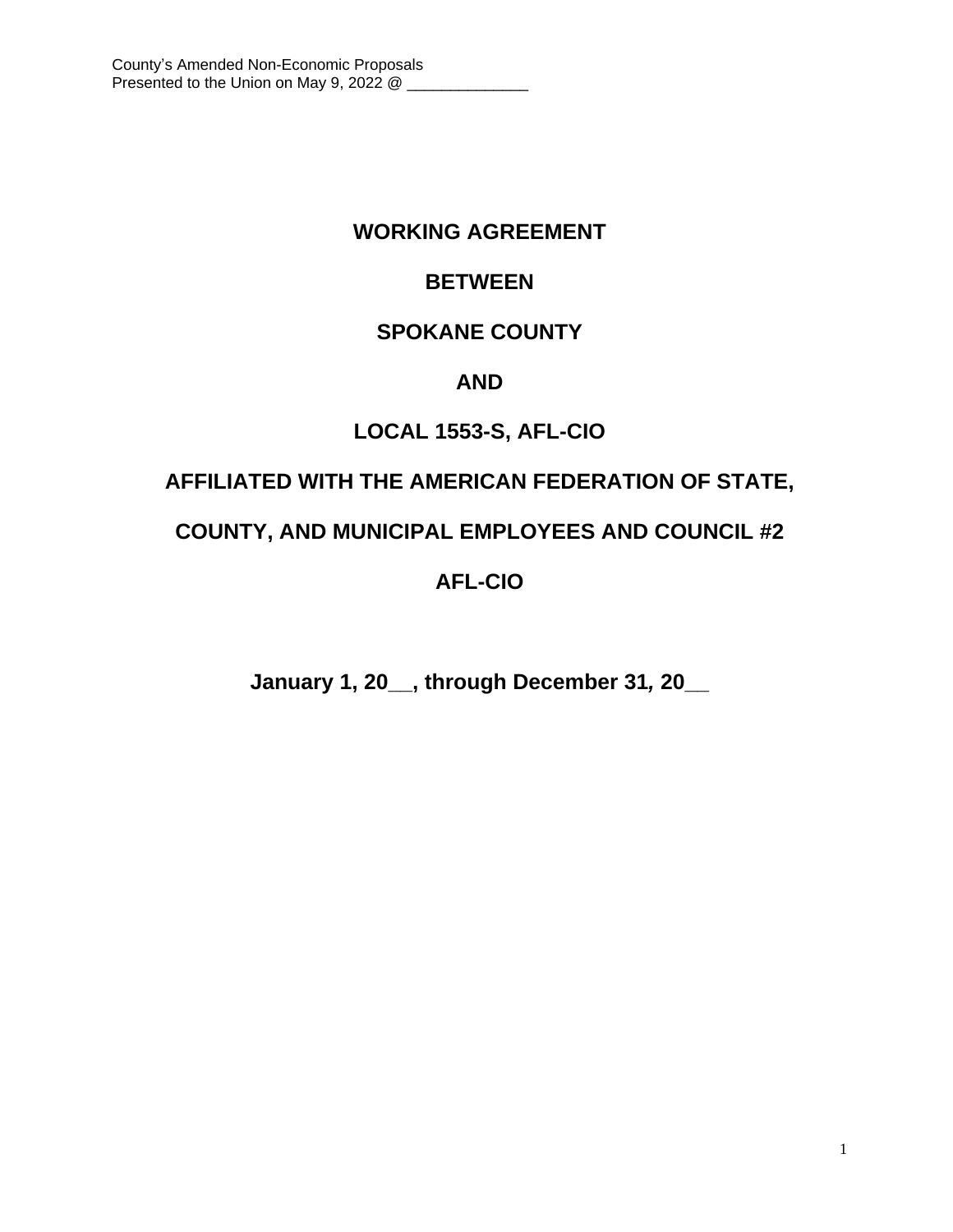County's Amended Non-Economic Proposals
Presented to the Union on May 9, 2022 @ ______________

# WORKING AGREEMENT

# BETWEEN

# SPOKANE COUNTY

# AND

# LOCAL 1553-S, AFL-CIO

# AFFILIATED WITH THE AMERICAN FEDERATION OF STATE, COUNTY, AND MUNICIPAL EMPLOYEES AND COUNCIL #2 AFL-CIO

**January 1, 20__, through December 31, 20__**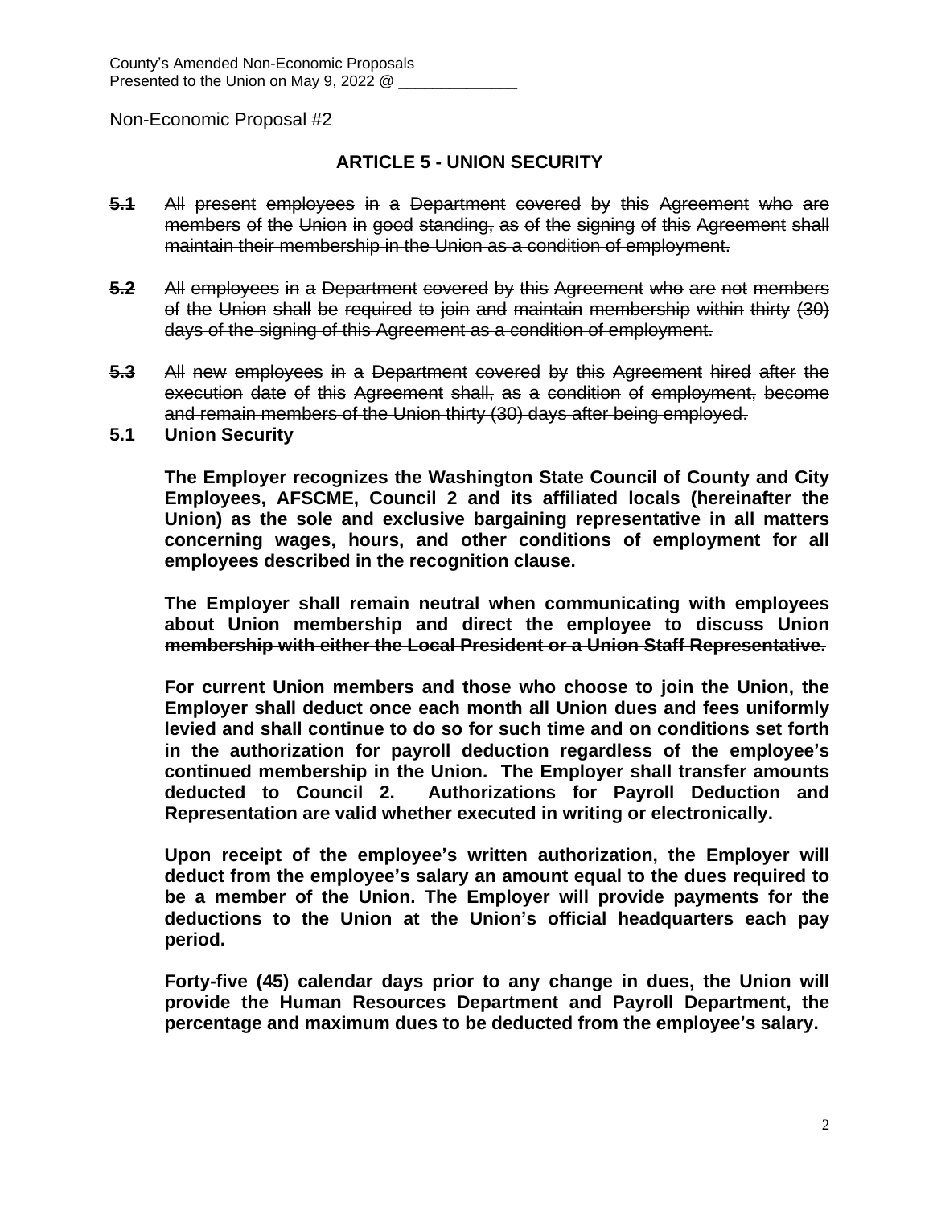County's Amended Non-Economic Proposals
Presented to the Union on May 9, 2022 @ ______________

Non-Economic Proposal #2

## ARTICLE 5 - UNION SECURITY

~~**5.1** All present employees in a Department covered by this Agreement who are members of the Union in good standing, as of the signing of this Agreement shall maintain their membership in the Union as a condition of employment.~~

~~**5.2** All employees in a Department covered by this Agreement who are not members of the Union shall be required to join and maintain membership within thirty (30) days of the signing of this Agreement as a condition of employment.~~

~~**5.3** All new employees in a Department covered by this Agreement hired after the execution date of this Agreement shall, as a condition of employment, become and remain members of the Union thirty (30) days after being employed.~~

**5.1 Union Security**

**The Employer recognizes the Washington State Council of County and City Employees, AFSCME, Council 2 and its affiliated locals (hereinafter the Union) as the sole and exclusive bargaining representative in all matters concerning wages, hours, and other conditions of employment for all employees described in the recognition clause.**

~~**The Employer shall remain neutral when communicating with employees about Union membership and direct the employee to discuss Union membership with either the Local President or a Union Staff Representative.**~~

**For current Union members and those who choose to join the Union, the Employer shall deduct once each month all Union dues and fees uniformly levied and shall continue to do so for such time and on conditions set forth in the authorization for payroll deduction regardless of the employee's continued membership in the Union. The Employer shall transfer amounts deducted to Council 2. Authorizations for Payroll Deduction and Representation are valid whether executed in writing or electronically.**

**Upon receipt of the employee's written authorization, the Employer will deduct from the employee's salary an amount equal to the dues required to be a member of the Union. The Employer will provide payments for the deductions to the Union at the Union's official headquarters each pay period.**

**Forty-five (45) calendar days prior to any change in dues, the Union will provide the Human Resources Department and Payroll Department, the percentage and maximum dues to be deducted from the employee's salary.**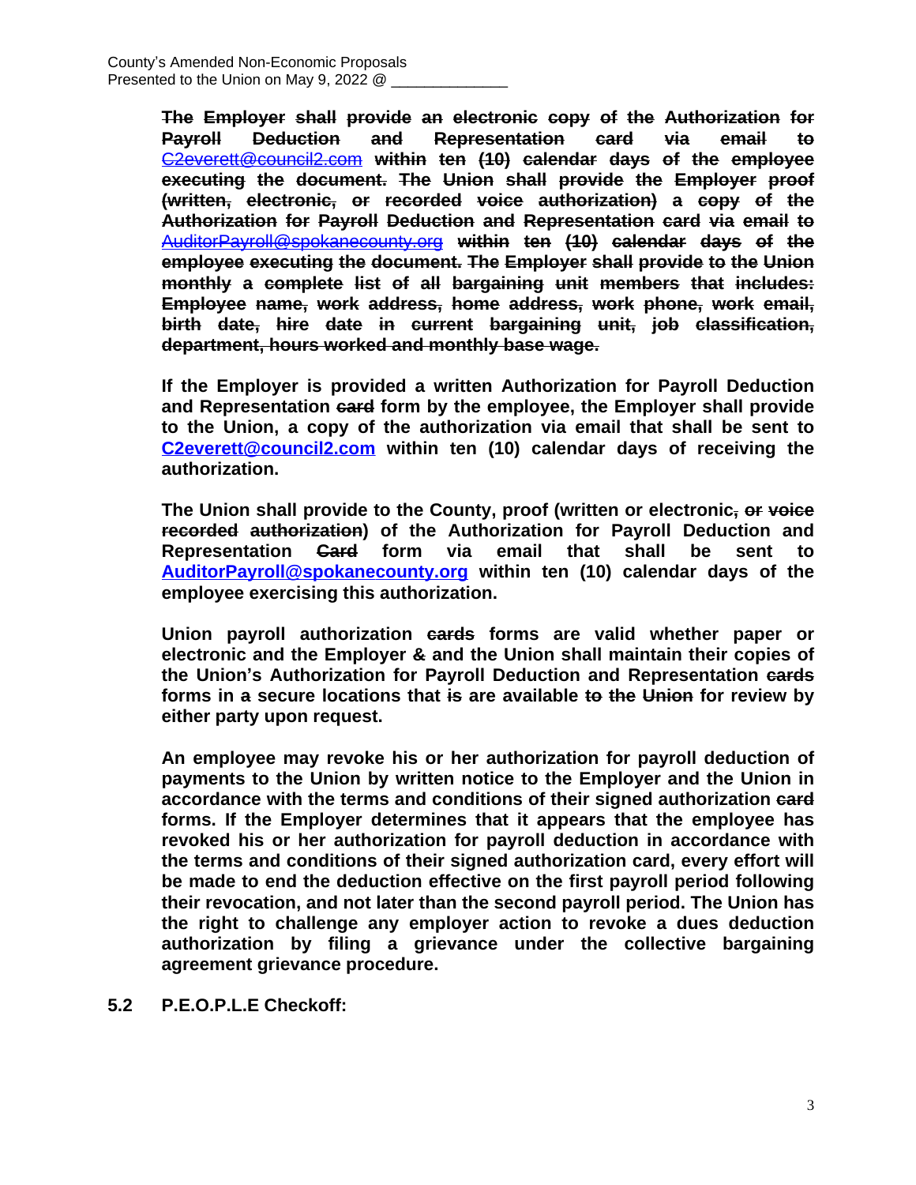~~**The Employer shall provide an electronic copy of the Authorization for Payroll Deduction and Representation card via email to**~~ ~~C2everett@council2.com~~ ~~**within ten (10) calendar days of the employee executing the document. The Union shall provide the Employer proof (written, electronic, or recorded voice authorization) a copy of the Authorization for Payroll Deduction and Representation card via email to**~~ ~~AuditorPayroll@spokanecounty.org~~ ~~**within ten (10) calendar days of the employee executing the document. The Employer shall provide to the Union monthly a complete list of all bargaining unit members that includes: Employee name, work address, home address, work phone, work email, birth date, hire date in current bargaining unit, job classification, department, hours worked and monthly base wage.**~~

**If the Employer is provided a written Authorization for Payroll Deduction and Representation ~~card~~ form by the employee, the Employer shall provide to the Union, a copy of the authorization via email that shall be sent to C2everett@council2.com within ten (10) calendar days of receiving the authorization.**

**The Union shall provide to the County, proof (written or electronic~~, or voice recorded authorization~~) of the Authorization for Payroll Deduction and Representation ~~Card~~ form via email that shall be sent to AuditorPayroll@spokanecounty.org within ten (10) calendar days of the employee exercising this authorization.**

**Union payroll authorization ~~cards~~ forms are valid whether paper or electronic and the Employer ~~&~~ and the Union shall maintain their copies of the Union's Authorization for Payroll Deduction and Representation ~~cards~~ forms in ~~a~~ secure locations that ~~is~~ are available ~~to the Union~~ for review by either party upon request.**

**An employee may revoke his or her authorization for payroll deduction of payments to the Union by written notice to the Employer and the Union in accordance with the terms and conditions of their signed authorization ~~card~~ forms. If the Employer determines that it appears that the employee has revoked his or her authorization for payroll deduction in accordance with the terms and conditions of their signed authorization card, every effort will be made to end the deduction effective on the first payroll period following their revocation, and not later than the second payroll period. The Union has the right to challenge any employer action to revoke a dues deduction authorization by filing a grievance under the collective bargaining agreement grievance procedure.**

**5.2 P.E.O.P.L.E Checkoff:**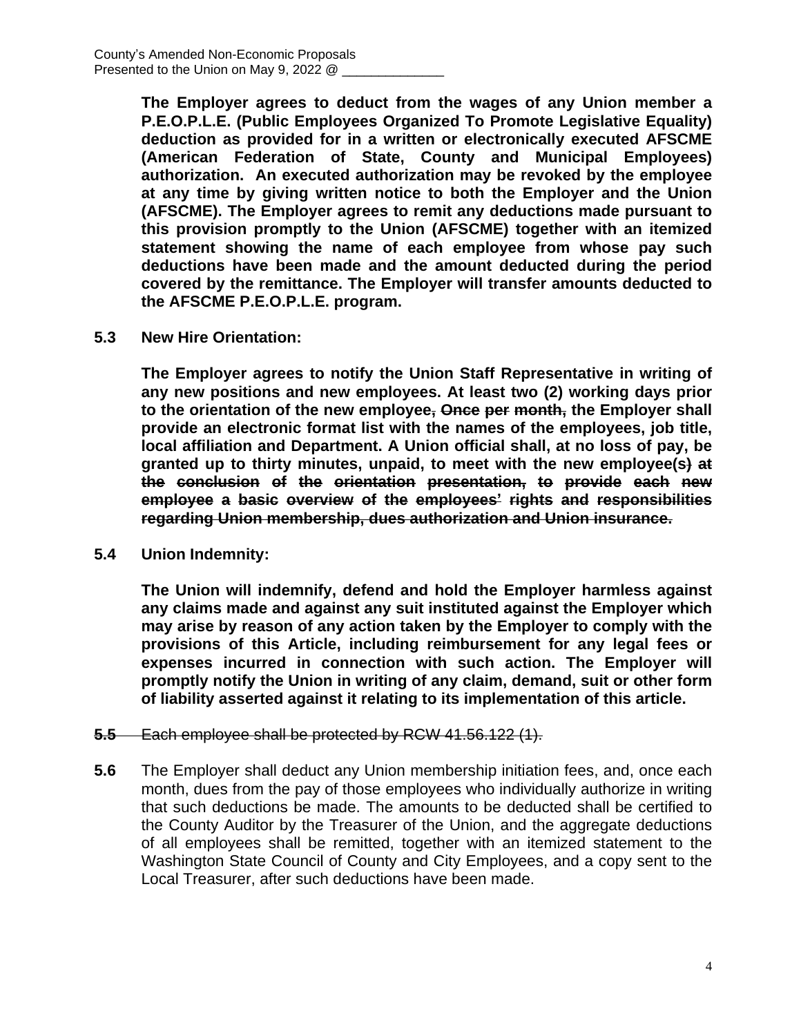**The Employer agrees to deduct from the wages of any Union member a P.E.O.P.L.E. (Public Employees Organized To Promote Legislative Equality) deduction as provided for in a written or electronically executed AFSCME (American Federation of State, County and Municipal Employees) authorization. An executed authorization may be revoked by the employee at any time by giving written notice to both the Employer and the Union (AFSCME). The Employer agrees to remit any deductions made pursuant to this provision promptly to the Union (AFSCME) together with an itemized statement showing the name of each employee from whose pay such deductions have been made and the amount deducted during the period covered by the remittance. The Employer will transfer amounts deducted to the AFSCME P.E.O.P.L.E. program.**

**5.3 New Hire Orientation:**

**The Employer agrees to notify the Union Staff Representative in writing of any new positions and new employees. At least two (2) working days prior to the orientation of the new employee~~, Once per month,~~ the Employer shall provide an electronic format list with the names of the employees, job title, local affiliation and Department. A Union official shall, at no loss of pay, be granted up to thirty minutes, unpaid, to meet with the new employee(s~~) at the conclusion of the orientation presentation, to provide each new employee a basic overview of the employees' rights and responsibilities regarding Union membership, dues authorization and Union insurance.~~**

**5.4 Union Indemnity:**

**The Union will indemnify, defend and hold the Employer harmless against any claims made and against any suit instituted against the Employer which may arise by reason of any action taken by the Employer to comply with the provisions of this Article, including reimbursement for any legal fees or expenses incurred in connection with such action. The Employer will promptly notify the Union in writing of any claim, demand, suit or other form of liability asserted against it relating to its implementation of this article.**

~~**5.5** Each employee shall be protected by RCW 41.56.122 (1).~~

**5.6** The Employer shall deduct any Union membership initiation fees, and, once each month, dues from the pay of those employees who individually authorize in writing that such deductions be made. The amounts to be deducted shall be certified to the County Auditor by the Treasurer of the Union, and the aggregate deductions of all employees shall be remitted, together with an itemized statement to the Washington State Council of County and City Employees, and a copy sent to the Local Treasurer, after such deductions have been made.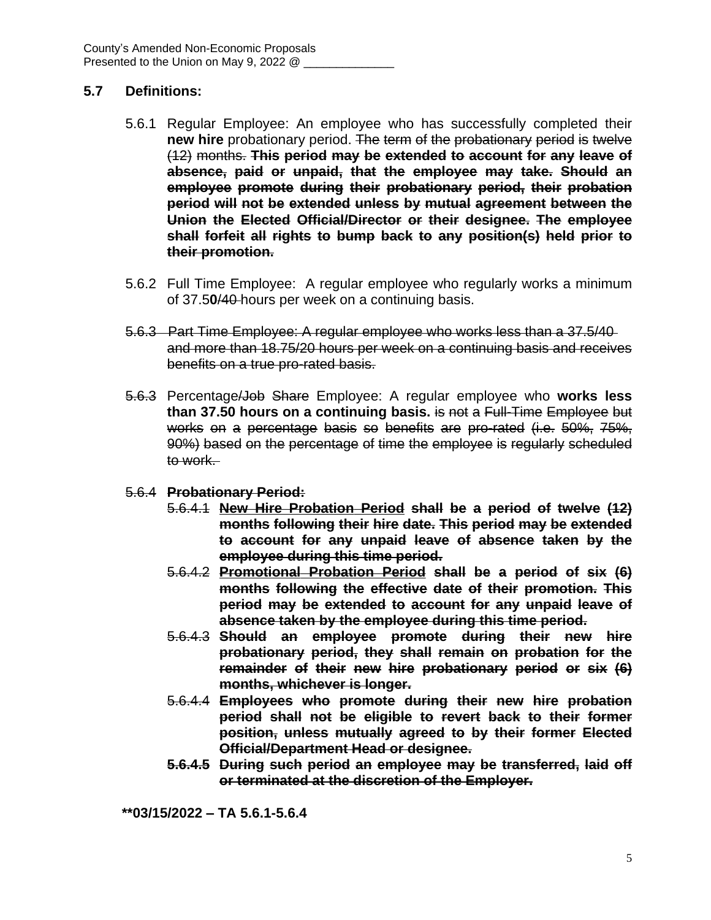County's Amended Non-Economic Proposals
Presented to the Union on May 9, 2022 @ ______________

## 5.7 Definitions:

5.6.1 Regular Employee: An employee who has successfully completed their **new hire** probationary period. ~~The term of the probationary period is twelve (12) months.~~ **~~This period may be extended to account for any leave of absence, paid or unpaid, that the employee may take. Should an employee promote during their probationary period, their probation period will not be extended unless by mutual agreement between the Union the Elected Official/Director or their designee. The employee shall forfeit all rights to bump back to any position(s) held prior to their promotion.~~**

5.6.2 Full Time Employee: A regular employee who regularly works a minimum of 37.5**0**~~/40~~ hours per week on a continuing basis.

~~5.6.3 Part Time Employee: A regular employee who works less than a 37.5/40 and more than 18.75/20 hours per week on a continuing basis and receives benefits on a true pro-rated basis.~~

~~5.6.3~~ Percentage~~/Job Share~~ Employee: A regular employee who **works less than 37.50 hours on a continuing basis.** ~~is not a Full-Time Employee but works on a percentage basis so benefits are pro-rated (i.e. 50%, 75%, 90%) based on the percentage of time the employee is regularly scheduled to work.~~

~~5.6.4~~ **~~Probationary Period:~~**

- ~~5.6.4.1~~ **~~New Hire Probation Period shall be a period of twelve (12) months following their hire date. This period may be extended to account for any unpaid leave of absence taken by the employee during this time period.~~**
- ~~5.6.4.2~~ **~~Promotional Probation Period shall be a period of six (6) months following the effective date of their promotion. This period may be extended to account for any unpaid leave of absence taken by the employee during this time period.~~**
- ~~5.6.4.3~~ **~~Should an employee promote during their new hire probationary period, they shall remain on probation for the remainder of their new hire probationary period or six (6) months, whichever is longer.~~**
- ~~5.6.4.4~~ **~~Employees who promote during their new hire probation period shall not be eligible to revert back to their former position, unless mutually agreed to by their former Elected Official/Department Head or designee.~~**
- **~~5.6.4.5 During such period an employee may be transferred, laid off or terminated at the discretion of the Employer.~~**

**\*\*03/15/2022 – TA 5.6.1-5.6.4**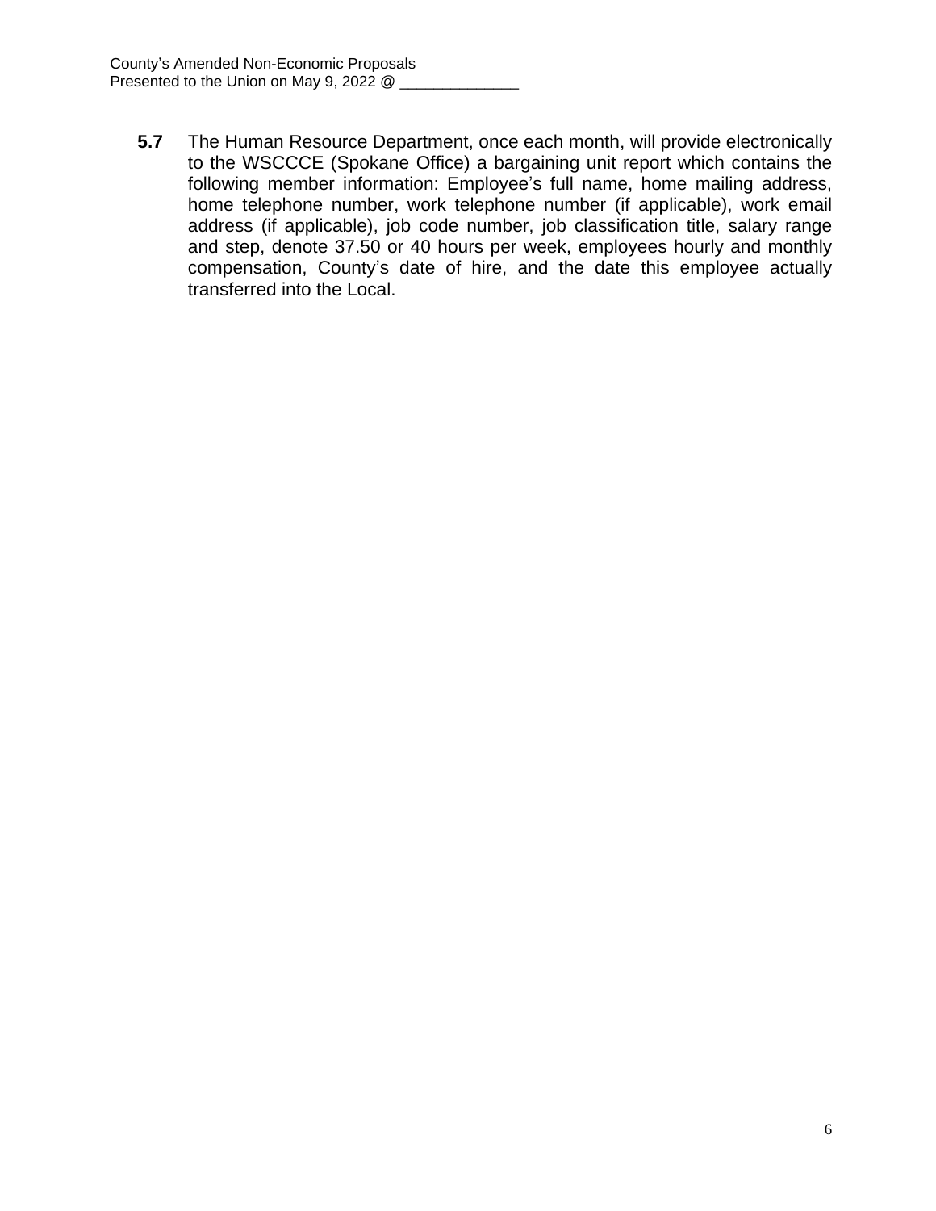**5.7** The Human Resource Department, once each month, will provide electronically to the WSCCCE (Spokane Office) a bargaining unit report which contains the following member information: Employee's full name, home mailing address, home telephone number, work telephone number (if applicable), work email address (if applicable), job code number, job classification title, salary range and step, denote 37.50 or 40 hours per week, employees hourly and monthly compensation, County's date of hire, and the date this employee actually transferred into the Local.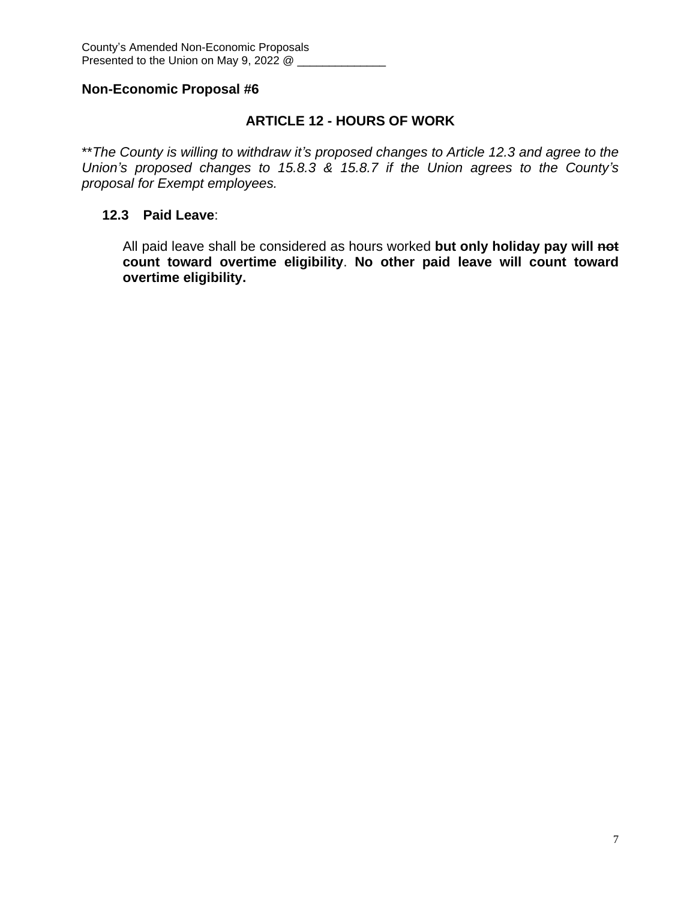County's Amended Non-Economic Proposals
Presented to the Union on May 9, 2022 @ ______________

**Non-Economic Proposal #6**

## ARTICLE 12 - HOURS OF WORK

**The County is willing to withdraw it's proposed changes to Article 12.3 and agree to the Union's proposed changes to 15.8.3 & 15.8.7 if the Union agrees to the County's proposal for Exempt employees.*

**12.3 Paid Leave**:

All paid leave shall be considered as hours worked **but only holiday pay will ~~not~~ count toward overtime eligibility**. **No other paid leave will count toward overtime eligibility.**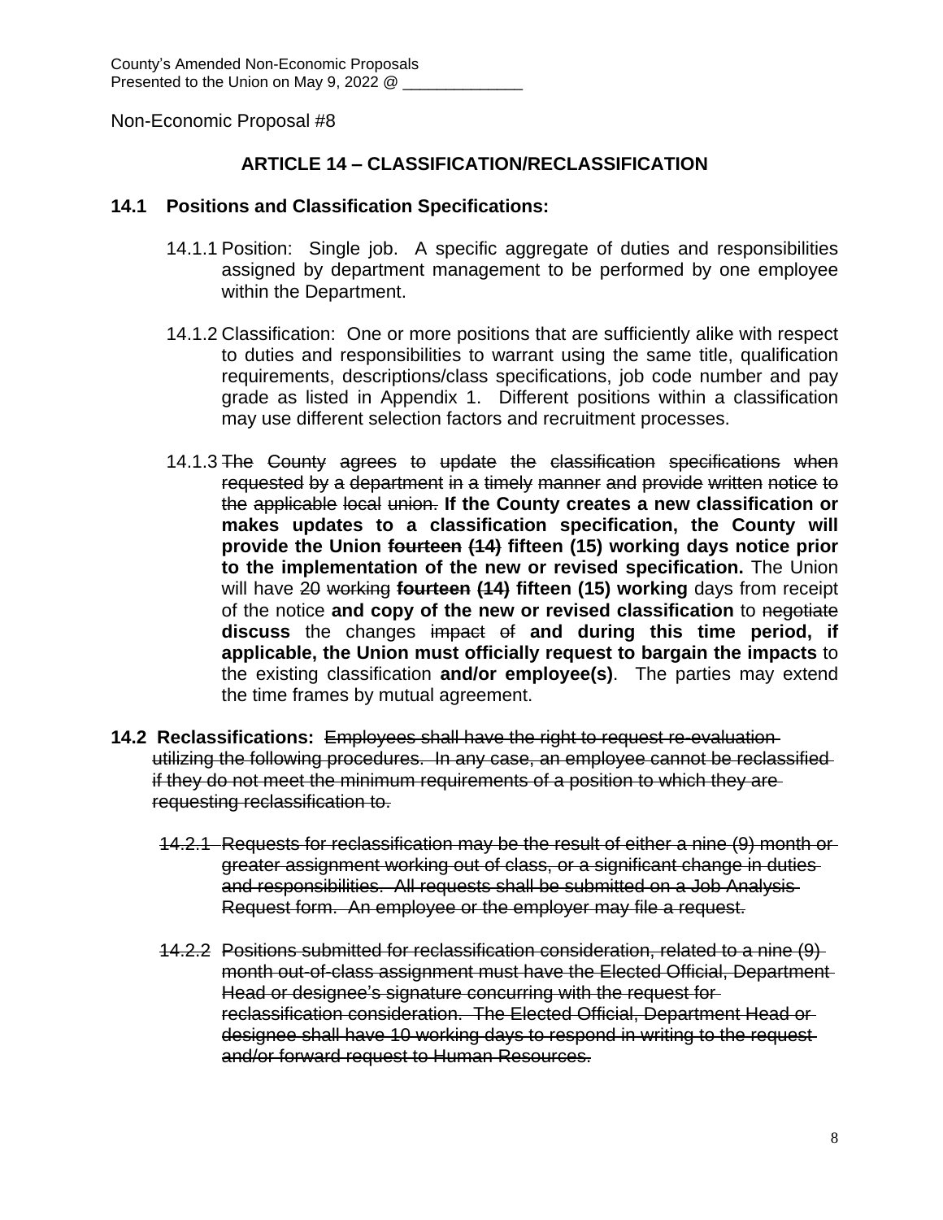County's Amended Non-Economic Proposals
Presented to the Union on May 9, 2022 @ ______________

Non-Economic Proposal #8

## ARTICLE 14 – CLASSIFICATION/RECLASSIFICATION

### 14.1 Positions and Classification Specifications:

14.1.1 Position: Single job. A specific aggregate of duties and responsibilities assigned by department management to be performed by one employee within the Department.

14.1.2 Classification: One or more positions that are sufficiently alike with respect to duties and responsibilities to warrant using the same title, qualification requirements, descriptions/class specifications, job code number and pay grade as listed in Appendix 1. Different positions within a classification may use different selection factors and recruitment processes.

14.1.3 ~~The County agrees to update the classification specifications when requested by a department in a timely manner and provide written notice to the applicable local union.~~ **If the County creates a new classification or makes updates to a classification specification, the County will provide the Union ~~fourteen (14)~~ fifteen (15) working days notice prior to the implementation of the new or revised specification.** The Union will have ~~20 working~~ **~~fourteen (14)~~ fifteen (15) working** days from receipt of the notice **and copy of the new or revised classification** to ~~negotiate~~ **discuss** the changes ~~impact of~~ **and during this time period, if applicable, the Union must officially request to bargain the impacts** to the existing classification **and/or employee(s)**. The parties may extend the time frames by mutual agreement.

**14.2 Reclassifications:** ~~Employees shall have the right to request re-evaluation utilizing the following procedures. In any case, an employee cannot be reclassified if they do not meet the minimum requirements of a position to which they are requesting reclassification to.~~

~~14.2.1 Requests for reclassification may be the result of either a nine (9) month or greater assignment working out of class, or a significant change in duties and responsibilities. All requests shall be submitted on a Job Analysis Request form. An employee or the employer may file a request.~~

~~14.2.2 Positions submitted for reclassification consideration, related to a nine (9) month out-of-class assignment must have the Elected Official, Department Head or designee's signature concurring with the request for reclassification consideration. The Elected Official, Department Head or designee shall have 10 working days to respond in writing to the request and/or forward request to Human Resources.~~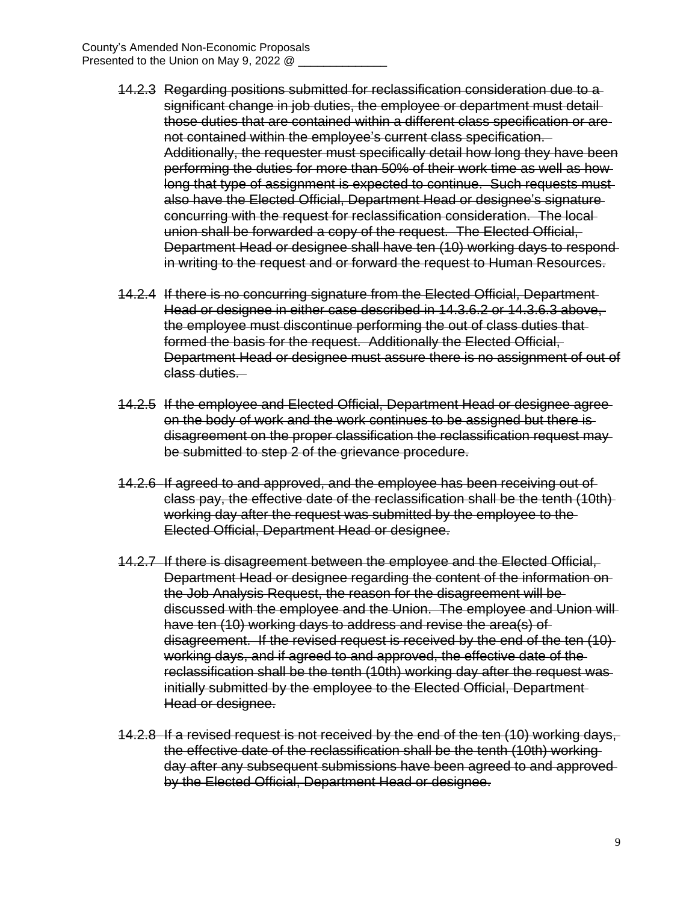~~14.2.3 Regarding positions submitted for reclassification consideration due to a significant change in job duties, the employee or department must detail those duties that are contained within a different class specification or are not contained within the employee's current class specification. Additionally, the requester must specifically detail how long they have been performing the duties for more than 50% of their work time as well as how long that type of assignment is expected to continue. Such requests must also have the Elected Official, Department Head or designee's signature concurring with the request for reclassification consideration. The local union shall be forwarded a copy of the request. The Elected Official, Department Head or designee shall have ten (10) working days to respond in writing to the request and or forward the request to Human Resources.~~

~~14.2.4 If there is no concurring signature from the Elected Official, Department Head or designee in either case described in 14.3.6.2 or 14.3.6.3 above, the employee must discontinue performing the out of class duties that formed the basis for the request. Additionally the Elected Official, Department Head or designee must assure there is no assignment of out of class duties.~~

~~14.2.5 If the employee and Elected Official, Department Head or designee agree on the body of work and the work continues to be assigned but there is disagreement on the proper classification the reclassification request may be submitted to step 2 of the grievance procedure.~~

~~14.2.6 If agreed to and approved, and the employee has been receiving out of class pay, the effective date of the reclassification shall be the tenth (10th) working day after the request was submitted by the employee to the Elected Official, Department Head or designee.~~

~~14.2.7 If there is disagreement between the employee and the Elected Official, Department Head or designee regarding the content of the information on the Job Analysis Request, the reason for the disagreement will be discussed with the employee and the Union. The employee and Union will have ten (10) working days to address and revise the area(s) of disagreement. If the revised request is received by the end of the ten (10) working days, and if agreed to and approved, the effective date of the reclassification shall be the tenth (10th) working day after the request was initially submitted by the employee to the Elected Official, Department Head or designee.~~

~~14.2.8 If a revised request is not received by the end of the ten (10) working days, the effective date of the reclassification shall be the tenth (10th) working day after any subsequent submissions have been agreed to and approved by the Elected Official, Department Head or designee.~~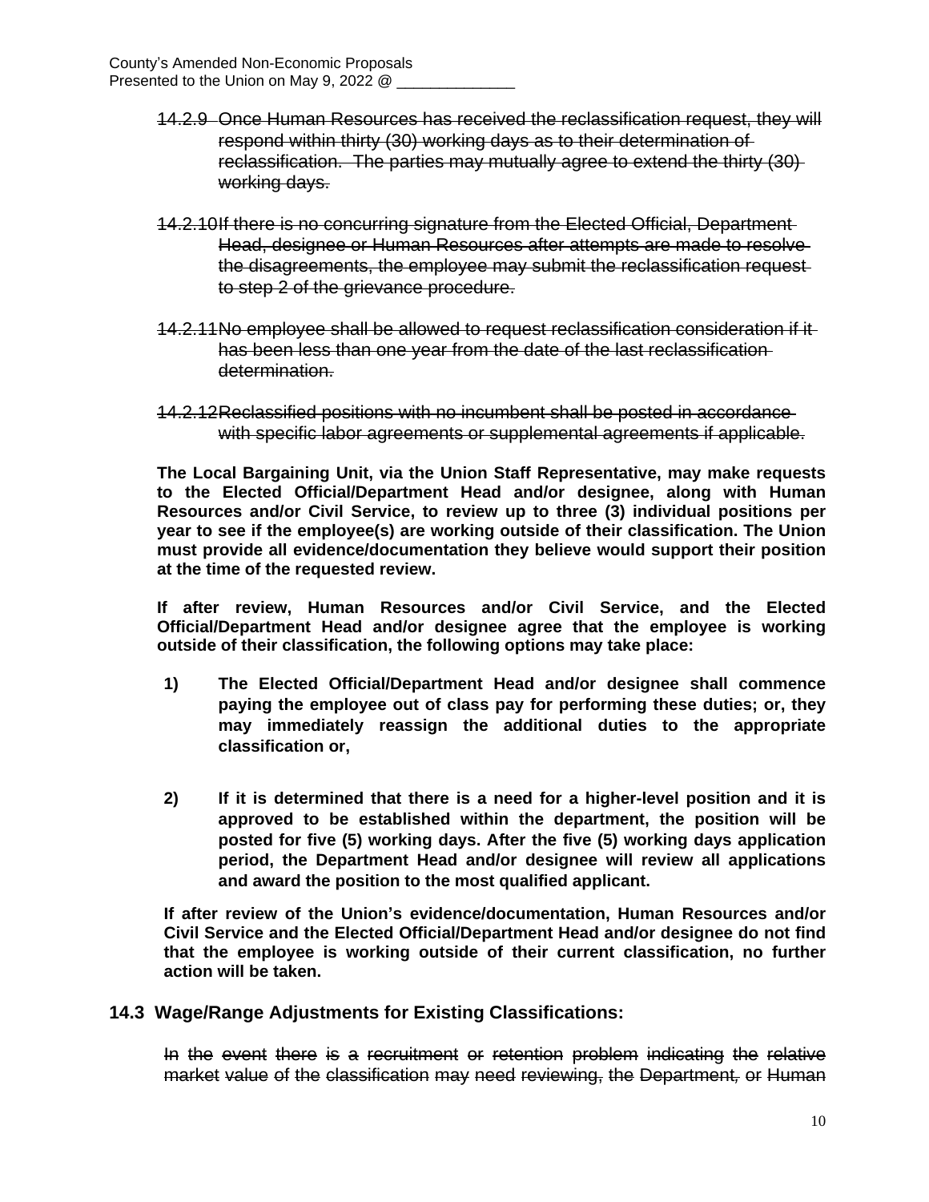~~14.2.9 Once Human Resources has received the reclassification request, they will respond within thirty (30) working days as to their determination of reclassification. The parties may mutually agree to extend the thirty (30) working days.~~

~~14.2.10 If there is no concurring signature from the Elected Official, Department Head, designee or Human Resources after attempts are made to resolve the disagreements, the employee may submit the reclassification request to step 2 of the grievance procedure.~~

~~14.2.11 No employee shall be allowed to request reclassification consideration if it has been less than one year from the date of the last reclassification determination.~~

~~14.2.12 Reclassified positions with no incumbent shall be posted in accordance with specific labor agreements or supplemental agreements if applicable.~~

**The Local Bargaining Unit, via the Union Staff Representative, may make requests to the Elected Official/Department Head and/or designee, along with Human Resources and/or Civil Service, to review up to three (3) individual positions per year to see if the employee(s) are working outside of their classification. The Union must provide all evidence/documentation they believe would support their position at the time of the requested review.**

**If after review, Human Resources and/or Civil Service, and the Elected Official/Department Head and/or designee agree that the employee is working outside of their classification, the following options may take place:**

1) **The Elected Official/Department Head and/or designee shall commence paying the employee out of class pay for performing these duties; or, they may immediately reassign the additional duties to the appropriate classification or,**

2) **If it is determined that there is a need for a higher-level position and it is approved to be established within the department, the position will be posted for five (5) working days. After the five (5) working days application period, the Department Head and/or designee will review all applications and award the position to the most qualified applicant.**

**If after review of the Union's evidence/documentation, Human Resources and/or Civil Service and the Elected Official/Department Head and/or designee do not find that the employee is working outside of their current classification, no further action will be taken.**

## 14.3 Wage/Range Adjustments for Existing Classifications:

~~In the event there is a recruitment or retention problem indicating the relative market value of the classification may need reviewing, the Department, or Human~~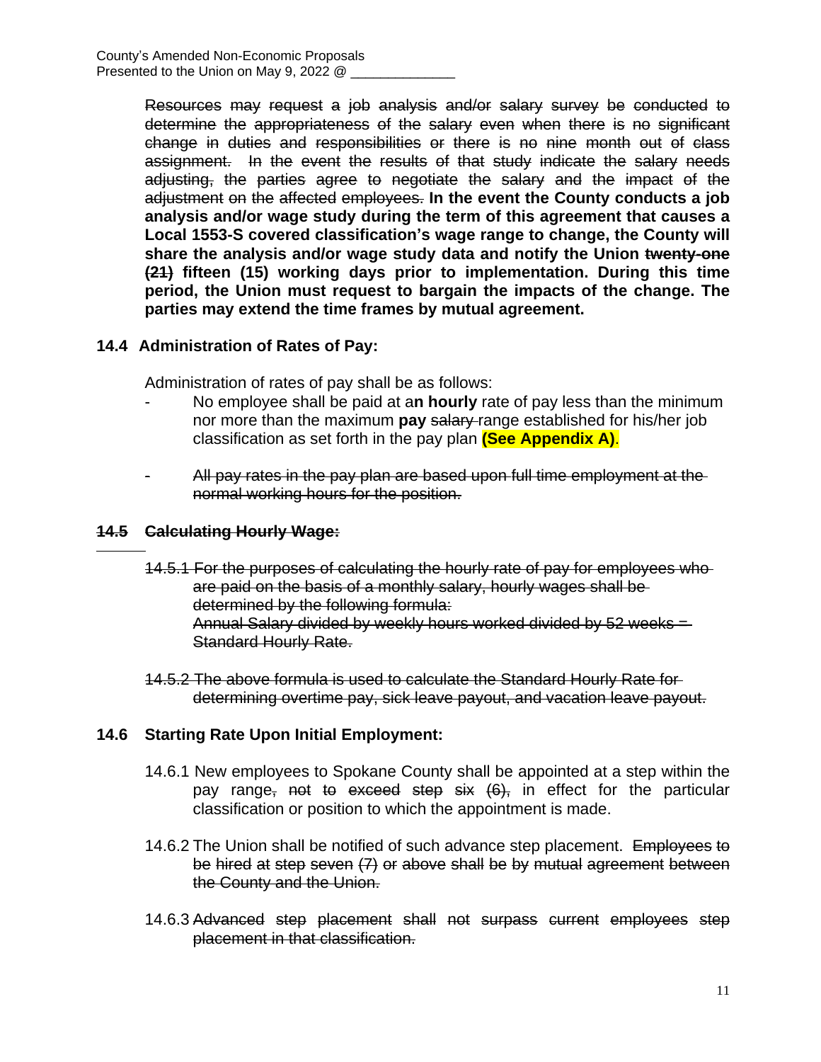~~Resources may request a job analysis and/or salary survey be conducted to determine the appropriateness of the salary even when there is no significant change in duties and responsibilities or there is no nine month out of class assignment. In the event the results of that study indicate the salary needs adjusting, the parties agree to negotiate the salary and the impact of the adjustment on the affected employees.~~ **In the event the County conducts a job analysis and/or wage study during the term of this agreement that causes a Local 1553-S covered classification's wage range to change, the County will share the analysis and/or wage study data and notify the Union ~~twenty-one (21)~~ fifteen (15) working days prior to implementation. During this time period, the Union must request to bargain the impacts of the change. The parties may extend the time frames by mutual agreement.**

### 14.4 Administration of Rates of Pay:

Administration of rates of pay shall be as follows:

- No employee shall be paid at a**n hourly** rate of pay less than the minimum nor more than the maximum **pay** ~~salary~~ range established for his/her job classification as set forth in the pay plan **(See Appendix A)**.

- ~~All pay rates in the pay plan are based upon full time employment at the normal working hours for the position.~~

### ~~14.5 Calculating Hourly Wage:~~

~~14.5.1 For the purposes of calculating the hourly rate of pay for employees who are paid on the basis of a monthly salary, hourly wages shall be determined by the following formula:~~
~~Annual Salary divided by weekly hours worked divided by 52 weeks = Standard Hourly Rate.~~

~~14.5.2 The above formula is used to calculate the Standard Hourly Rate for determining overtime pay, sick leave payout, and vacation leave payout.~~

### 14.6 Starting Rate Upon Initial Employment:

14.6.1 New employees to Spokane County shall be appointed at a step within the pay range~~, not to exceed step six (6),~~ in effect for the particular classification or position to which the appointment is made.

14.6.2 The Union shall be notified of such advance step placement. ~~Employees to be hired at step seven (7) or above shall be by mutual agreement between the County and the Union.~~

14.6.3 ~~Advanced step placement shall not surpass current employees step placement in that classification.~~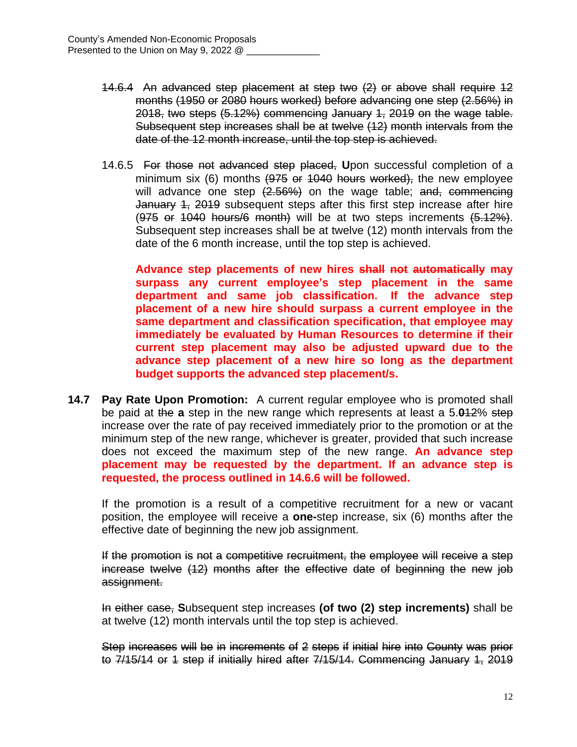~~14.6.4 An advanced step placement at step two (2) or above shall require 12 months (1950 or 2080 hours worked) before advancing one step (2.56%) in 2018, two steps (5.12%) commencing January 1, 2019 on the wage table. Subsequent step increases shall be at twelve (12) month intervals from the date of the 12 month increase, until the top step is achieved.~~

14.6.5 ~~For those not advanced step placed,~~ **U**pon successful completion of a minimum six (6) months ~~(975 or 1040 hours worked),~~ the new employee will advance one step ~~(2.56%)~~ on the wage table; ~~and, commencing January 1, 2019~~ subsequent steps after this first step increase after hire (~~975 or 1040 hours/6 month~~) will be at two steps increments ~~(5.12%)~~. Subsequent step increases shall be at twelve (12) month intervals from the date of the 6 month increase, until the top step is achieved.

**Advance step placements of new hires ~~shall not automatically~~ may surpass any current employee's step placement in the same department and same job classification. If the advance step placement of a new hire should surpass a current employee in the same department and classification specification, that employee may immediately be evaluated by Human Resources to determine if their current step placement may also be adjusted upward due to the advance step placement of a new hire so long as the department budget supports the advanced step placement/s.**

**14.7 Pay Rate Upon Promotion:** A current regular employee who is promoted shall be paid at ~~the~~ **a** step in the new range which represents at least a 5.**0**~~12~~% ~~step~~ increase over the rate of pay received immediately prior to the promotion or at the minimum step of the new range, whichever is greater, provided that such increase does not exceed the maximum step of the new range. **An advance step placement may be requested by the department. If an advance step is requested, the process outlined in 14.6.6 will be followed.**

If the promotion is a result of a competitive recruitment for a new or vacant position, the employee will receive a **one-**step increase, six (6) months after the effective date of beginning the new job assignment.

~~If the promotion is not a competitive recruitment, the employee will receive a step increase twelve (12) months after the effective date of beginning the new job assignment.~~

~~In either case,~~ **S**ubsequent step increases **(of two (2) step increments)** shall be at twelve (12) month intervals until the top step is achieved.

~~Step increases will be in increments of 2 steps if initial hire into County was prior to 7/15/14 or 1 step if initially hired after 7/15/14. Commencing January 1, 2019~~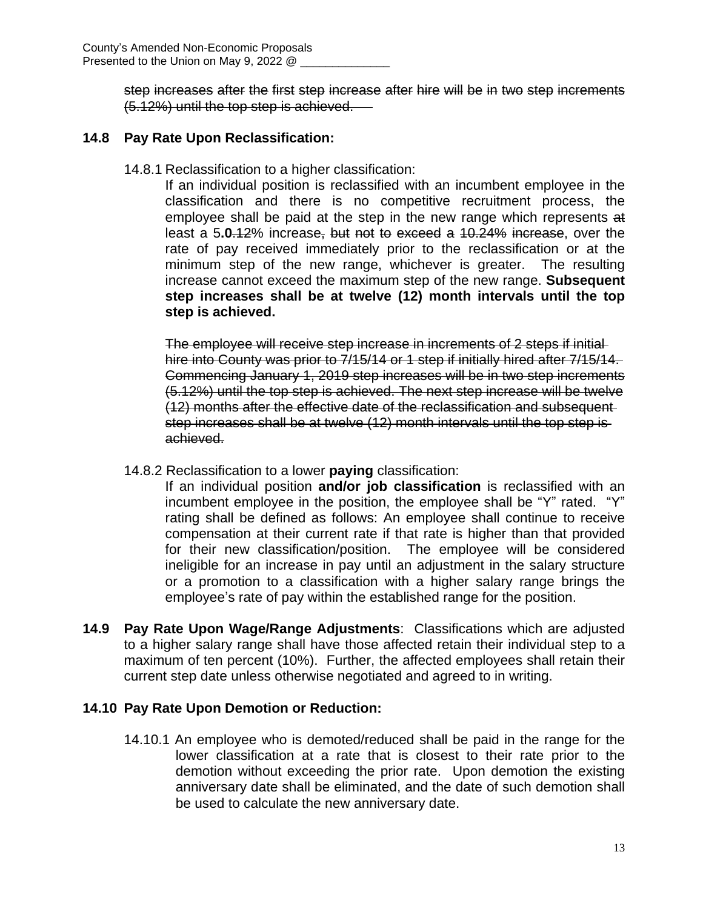~~step increases after the first step increase after hire will be in two step increments (5.12%) until the top step is achieved.~~

**14.8 Pay Rate Upon Reclassification:**

14.8.1 Reclassification to a higher classification:

If an individual position is reclassified with an incumbent employee in the classification and there is no competitive recruitment process, the employee shall be paid at the step in the new range which represents ~~at least~~ a 5**.0**~~.12~~% increase~~, but not to exceed a 10.24% increase~~, over the rate of pay received immediately prior to the reclassification or at the minimum step of the new range, whichever is greater. The resulting increase cannot exceed the maximum step of the new range. **Subsequent step increases shall be at twelve (12) month intervals until the top step is achieved.**

~~The employee will receive step increase in increments of 2 steps if initial hire into County was prior to 7/15/14 or 1 step if initially hired after 7/15/14. Commencing January 1, 2019 step increases will be in two step increments (5.12%) until the top step is achieved. The next step increase will be twelve (12) months after the effective date of the reclassification and subsequent step increases shall be at twelve (12) month intervals until the top step is achieved.~~

14.8.2 Reclassification to a lower **paying** classification:

If an individual position **and/or job classification** is reclassified with an incumbent employee in the position, the employee shall be "Y" rated. "Y" rating shall be defined as follows: An employee shall continue to receive compensation at their current rate if that rate is higher than that provided for their new classification/position. The employee will be considered ineligible for an increase in pay until an adjustment in the salary structure or a promotion to a classification with a higher salary range brings the employee's rate of pay within the established range for the position.

**14.9 Pay Rate Upon Wage/Range Adjustments**: Classifications which are adjusted to a higher salary range shall have those affected retain their individual step to a maximum of ten percent (10%). Further, the affected employees shall retain their current step date unless otherwise negotiated and agreed to in writing.

**14.10 Pay Rate Upon Demotion or Reduction:**

14.10.1 An employee who is demoted/reduced shall be paid in the range for the lower classification at a rate that is closest to their rate prior to the demotion without exceeding the prior rate. Upon demotion the existing anniversary date shall be eliminated, and the date of such demotion shall be used to calculate the new anniversary date.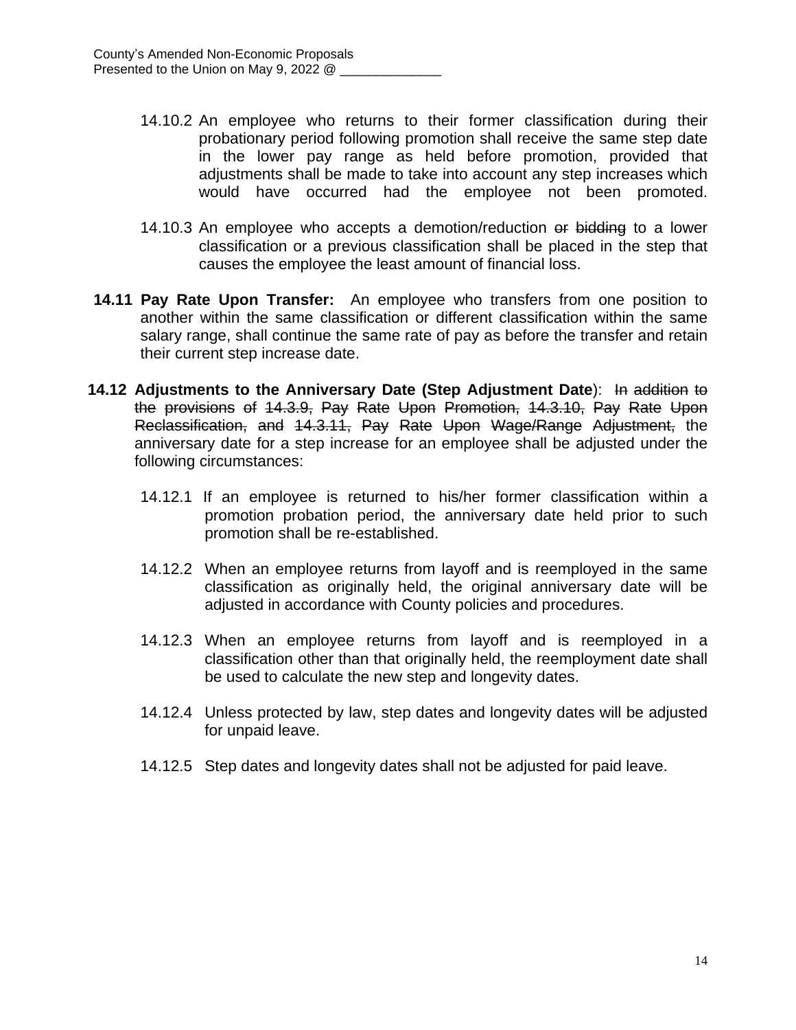14.10.2 An employee who returns to their former classification during their probationary period following promotion shall receive the same step date in the lower pay range as held before promotion, provided that adjustments shall be made to take into account any step increases which would have occurred had the employee not been promoted.

14.10.3 An employee who accepts a demotion/reduction ~~or bidding~~ to a lower classification or a previous classification shall be placed in the step that causes the employee the least amount of financial loss.

**14.11 Pay Rate Upon Transfer:** An employee who transfers from one position to another within the same classification or different classification within the same salary range, shall continue the same rate of pay as before the transfer and retain their current step increase date.

**14.12 Adjustments to the Anniversary Date (Step Adjustment Date)**: ~~In addition to the provisions of 14.3.9, Pay Rate Upon Promotion, 14.3.10, Pay Rate Upon Reclassification, and 14.3.11, Pay Rate Upon Wage/Range Adjustment,~~ the anniversary date for a step increase for an employee shall be adjusted under the following circumstances:

14.12.1 If an employee is returned to his/her former classification within a promotion probation period, the anniversary date held prior to such promotion shall be re-established.

14.12.2 When an employee returns from layoff and is reemployed in the same classification as originally held, the original anniversary date will be adjusted in accordance with County policies and procedures.

14.12.3 When an employee returns from layoff and is reemployed in a classification other than that originally held, the reemployment date shall be used to calculate the new step and longevity dates.

14.12.4 Unless protected by law, step dates and longevity dates will be adjusted for unpaid leave.

14.12.5 Step dates and longevity dates shall not be adjusted for paid leave.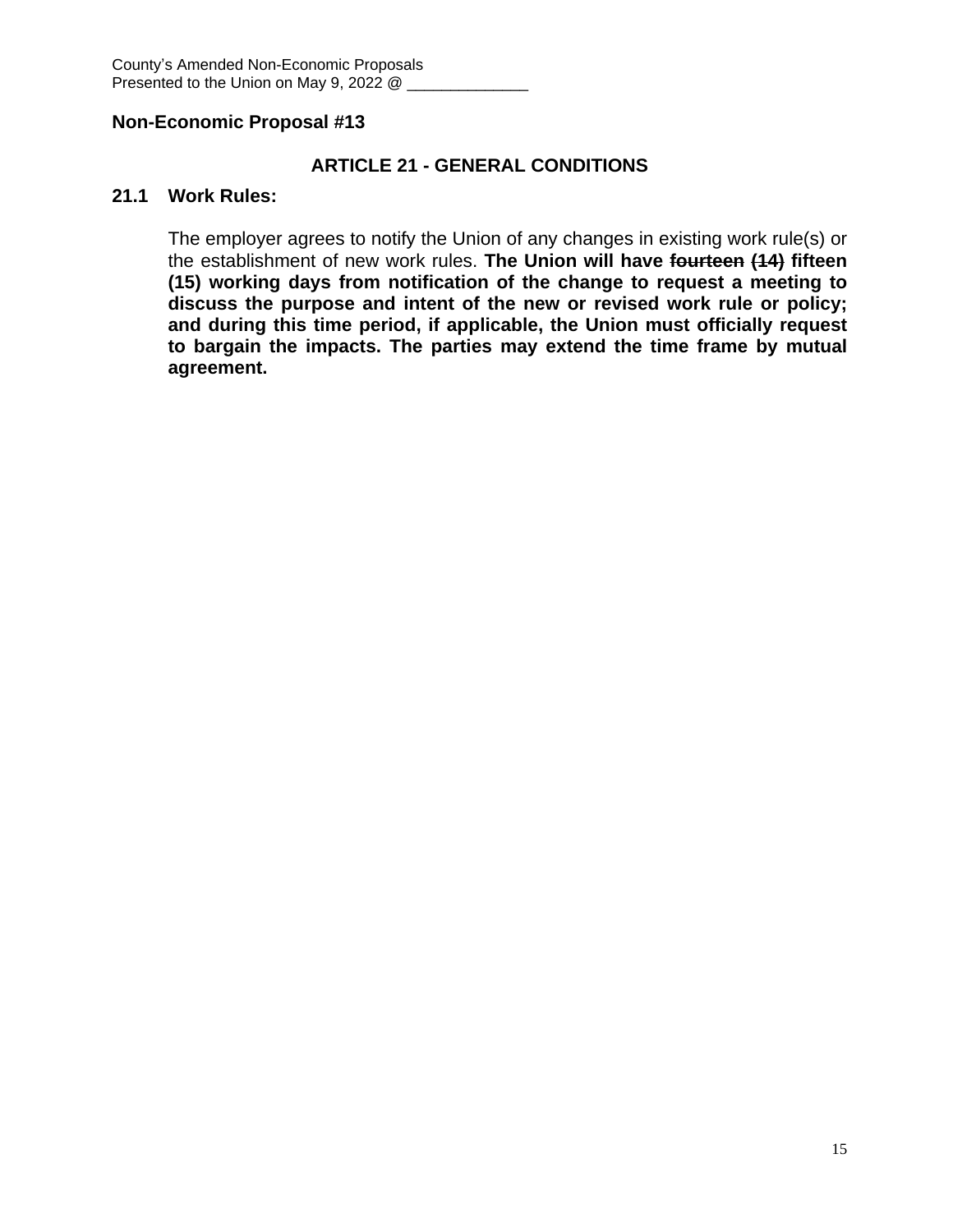County's Amended Non-Economic Proposals
Presented to the Union on May 9, 2022 @ ______________

**Non-Economic Proposal #13**

## ARTICLE 21 - GENERAL CONDITIONS

**21.1 Work Rules:**

The employer agrees to notify the Union of any changes in existing work rule(s) or the establishment of new work rules. **The Union will have ~~fourteen (14)~~ fifteen (15) working days from notification of the change to request a meeting to discuss the purpose and intent of the new or revised work rule or policy; and during this time period, if applicable, the Union must officially request to bargain the impacts. The parties may extend the time frame by mutual agreement.**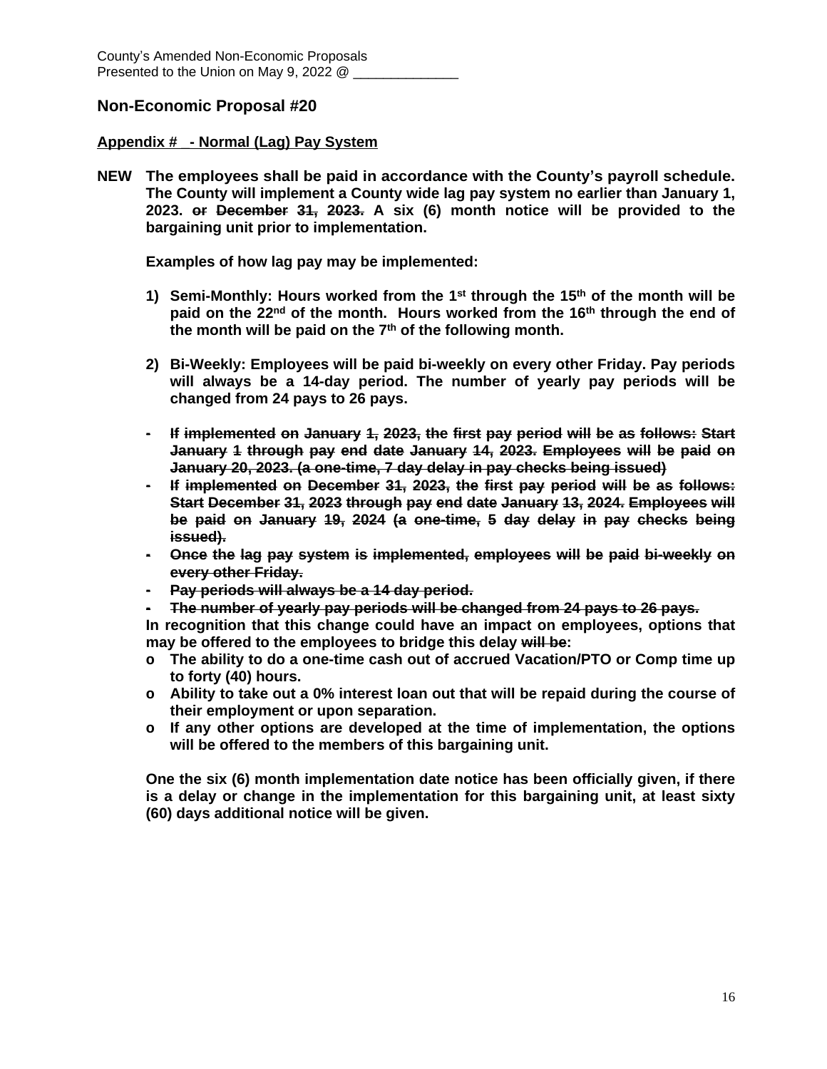County's Amended Non-Economic Proposals
Presented to the Union on May 9, 2022 @ ______________

## Non-Economic Proposal #20

**Appendix # - Normal (Lag) Pay System**

**NEW** **The employees shall be paid in accordance with the County's payroll schedule. The County will implement a County wide lag pay system no earlier than January 1, 2023. ~~or December 31, 2023.~~ A six (6) month notice will be provided to the bargaining unit prior to implementation.**

**Examples of how lag pay may be implemented:**

1) **Semi-Monthly: Hours worked from the 1st through the 15th of the month will be paid on the 22nd of the month. Hours worked from the 16th through the end of the month will be paid on the 7th of the following month.**

2) **Bi-Weekly: Employees will be paid bi-weekly on every other Friday. Pay periods will always be a 14-day period. The number of yearly pay periods will be changed from 24 pays to 26 pays.**

- ~~**If implemented on January 1, 2023, the first pay period will be as follows: Start January 1 through pay end date January 14, 2023. Employees will be paid on January 20, 2023. (a one-time, 7 day delay in pay checks being issued)**~~
- ~~**If implemented on December 31, 2023, the first pay period will be as follows: Start December 31, 2023 through pay end date January 13, 2024. Employees will be paid on January 19, 2024 (a one-time, 5 day delay in pay checks being issued).**~~
- ~~**Once the lag pay system is implemented, employees will be paid bi-weekly on every other Friday.**~~
- ~~**Pay periods will always be a 14 day period.**~~
- ~~**The number of yearly pay periods will be changed from 24 pays to 26 pays.**~~

**In recognition that this change could have an impact on employees, options that may be offered to the employees to bridge this delay ~~will be~~:**

- **The ability to do a one-time cash out of accrued Vacation/PTO or Comp time up to forty (40) hours.**
- **Ability to take out a 0% interest loan out that will be repaid during the course of their employment or upon separation.**
- **If any other options are developed at the time of implementation, the options will be offered to the members of this bargaining unit.**

**One the six (6) month implementation date notice has been officially given, if there is a delay or change in the implementation for this bargaining unit, at least sixty (60) days additional notice will be given.**